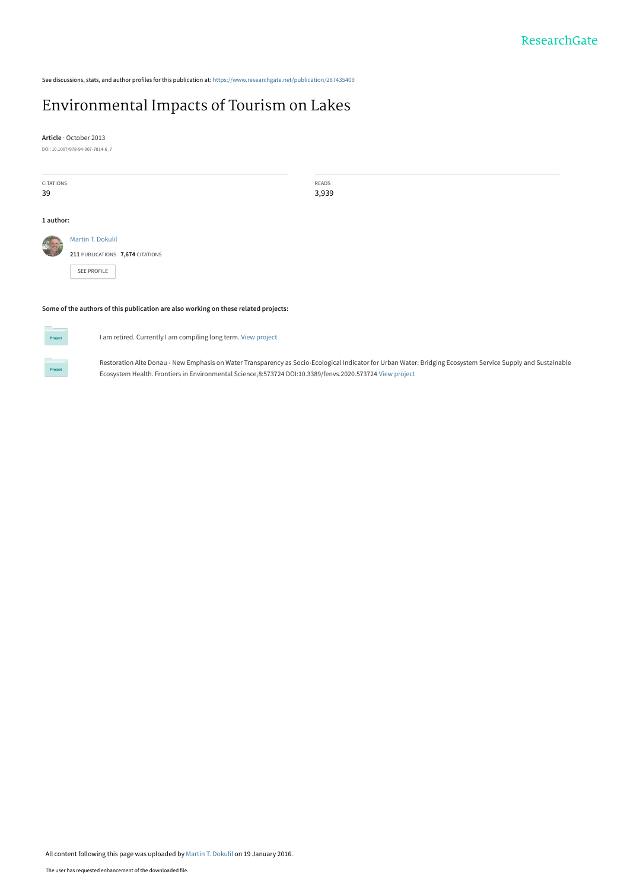See discussions, stats, and author profiles for this publication at: https://www.researchgate.net/publication/287435409

# Environmental Impacts of Tourism on Lakes

**Article** · October 2013

DOI: 10.1007/978-94-007-7814-6_7

| CITATIONS | READS |
|---|---|
| 39 | 3,939 |

**1 author:**

Martin T. Dokulil

**211** PUBLICATIONS **7,674** CITATIONS

SEE PROFILE

**Some of the authors of this publication are also working on these related projects:**

Project: I am retired. Currently I am compiling long term. View project

Project: Restoration Alte Donau - New Emphasis on Water Transparency as Socio-Ecological Indicator for Urban Water: Bridging Ecosystem Service Supply and Sustainable Ecosystem Health. Frontiers in Environmental Science,8:573724 DOI:10.3389/fenvs.2020.573724 View project

All content following this page was uploaded by Martin T. Dokulil on 19 January 2016.

The user has requested enhancement of the downloaded file.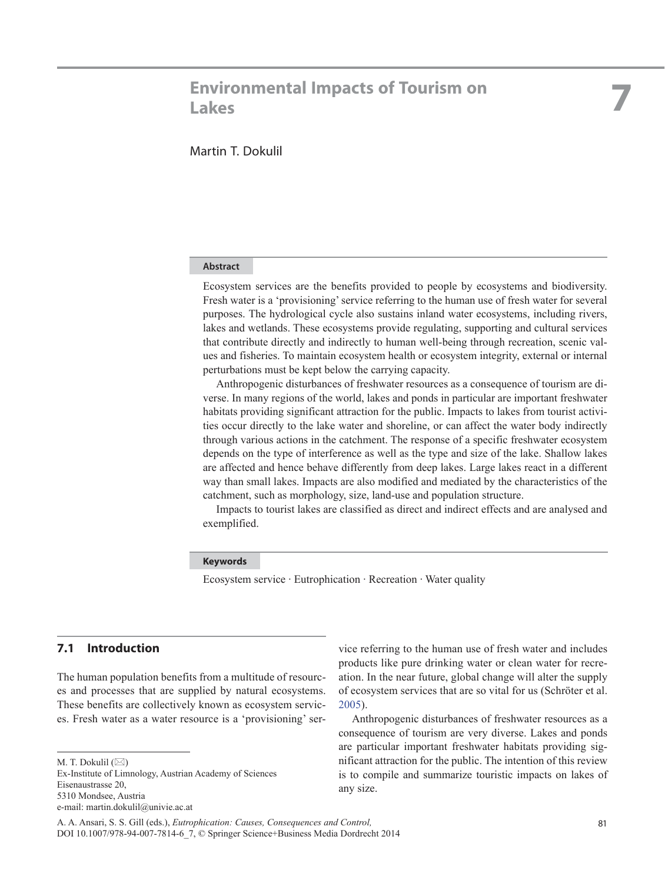# 7 Environmental Impacts of Tourism on Lakes

Martin T. Dokulil

## Abstract

Ecosystem services are the benefits provided to people by ecosystems and biodiversity. Fresh water is a 'provisioning' service referring to the human use of fresh water for several purposes. The hydrological cycle also sustains inland water ecosystems, including rivers, lakes and wetlands. These ecosystems provide regulating, supporting and cultural services that contribute directly and indirectly to human well-being through recreation, scenic values and fisheries. To maintain ecosystem health or ecosystem integrity, external or internal perturbations must be kept below the carrying capacity.

Anthropogenic disturbances of freshwater resources as a consequence of tourism are diverse. In many regions of the world, lakes and ponds in particular are important freshwater habitats providing significant attraction for the public. Impacts to lakes from tourist activities occur directly to the lake water and shoreline, or can affect the water body indirectly through various actions in the catchment. The response of a specific freshwater ecosystem depends on the type of interference as well as the type and size of the lake. Shallow lakes are affected and hence behave differently from deep lakes. Large lakes react in a different way than small lakes. Impacts are also modified and mediated by the characteristics of the catchment, such as morphology, size, land-use and population structure.

Impacts to tourist lakes are classified as direct and indirect effects and are analysed and exemplified.

## Keywords

Ecosystem service · Eutrophication · Recreation · Water quality

## 7.1 Introduction

The human population benefits from a multitude of resources and processes that are supplied by natural ecosystems. These benefits are collectively known as ecosystem services. Fresh water as a water resource is a 'provisioning' service referring to the human use of fresh water and includes products like pure drinking water or clean water for recreation. In the near future, global change will alter the supply of ecosystem services that are so vital for us (Schröter et al. 2005).

Anthropogenic disturbances of freshwater resources as a consequence of tourism are very diverse. Lakes and ponds are particular important freshwater habitats providing significant attraction for the public. The intention of this review is to compile and summarize touristic impacts on lakes of any size.

---

M. T. Dokulil (✉)
Ex-Institute of Limnology, Austrian Academy of Sciences
Eisenaustrasse 20,
5310 Mondsee, Austria
e-mail: martin.dokulil@univie.ac.at

A. A. Ansari, S. S. Gill (eds.), *Eutrophication: Causes, Consequences and Control,*
DOI 10.1007/978-94-007-7814-6_7, © Springer Science+Business Media Dordrecht 2014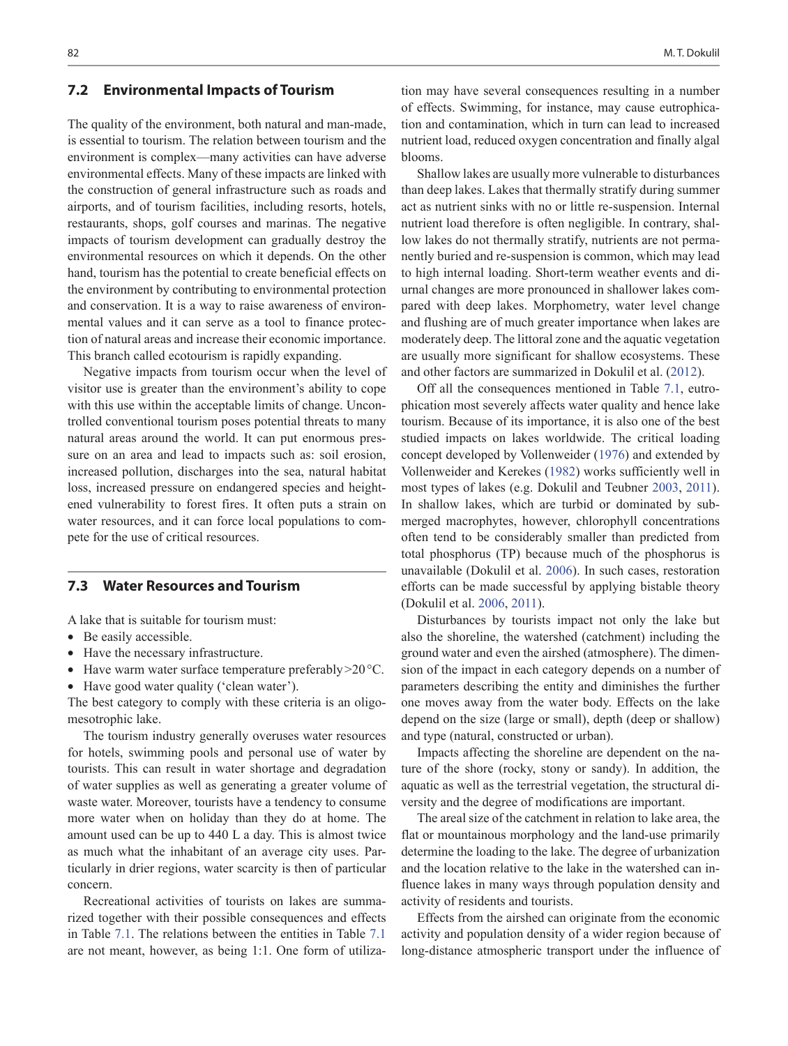## 7.2 Environmental Impacts of Tourism

The quality of the environment, both natural and man-made, is essential to tourism. The relation between tourism and the environment is complex—many activities can have adverse environmental effects. Many of these impacts are linked with the construction of general infrastructure such as roads and airports, and of tourism facilities, including resorts, hotels, restaurants, shops, golf courses and marinas. The negative impacts of tourism development can gradually destroy the environmental resources on which it depends. On the other hand, tourism has the potential to create beneficial effects on the environment by contributing to environmental protection and conservation. It is a way to raise awareness of environmental values and it can serve as a tool to finance protection of natural areas and increase their economic importance. This branch called ecotourism is rapidly expanding.

Negative impacts from tourism occur when the level of visitor use is greater than the environment's ability to cope with this use within the acceptable limits of change. Uncontrolled conventional tourism poses potential threats to many natural areas around the world. It can put enormous pressure on an area and lead to impacts such as: soil erosion, increased pollution, discharges into the sea, natural habitat loss, increased pressure on endangered species and heightened vulnerability to forest fires. It often puts a strain on water resources, and it can force local populations to compete for the use of critical resources.

## 7.3 Water Resources and Tourism

A lake that is suitable for tourism must:

- Be easily accessible.
- Have the necessary infrastructure.
- Have warm water surface temperature preferably > 20 °C.
- Have good water quality ('clean water').

The best category to comply with these criteria is an oligo-mesotrophic lake.

The tourism industry generally overuses water resources for hotels, swimming pools and personal use of water by tourists. This can result in water shortage and degradation of water supplies as well as generating a greater volume of waste water. Moreover, tourists have a tendency to consume more water when on holiday than they do at home. The amount used can be up to 440 L a day. This is almost twice as much what the inhabitant of an average city uses. Particularly in drier regions, water scarcity is then of particular concern.

Recreational activities of tourists on lakes are summarized together with their possible consequences and effects in Table 7.1. The relations between the entities in Table 7.1 are not meant, however, as being 1:1. One form of utilization may have several consequences resulting in a number of effects. Swimming, for instance, may cause eutrophication and contamination, which in turn can lead to increased nutrient load, reduced oxygen concentration and finally algal blooms.

Shallow lakes are usually more vulnerable to disturbances than deep lakes. Lakes that thermally stratify during summer act as nutrient sinks with no or little re-suspension. Internal nutrient load therefore is often negligible. In contrary, shallow lakes do not thermally stratify, nutrients are not permanently buried and re-suspension is common, which may lead to high internal loading. Short-term weather events and diurnal changes are more pronounced in shallower lakes compared with deep lakes. Morphometry, water level change and flushing are of much greater importance when lakes are moderately deep. The littoral zone and the aquatic vegetation are usually more significant for shallow ecosystems. These and other factors are summarized in Dokulil et al. (2012).

Off all the consequences mentioned in Table 7.1, eutrophication most severely affects water quality and hence lake tourism. Because of its importance, it is also one of the best studied impacts on lakes worldwide. The critical loading concept developed by Vollenweider (1976) and extended by Vollenweider and Kerekes (1982) works sufficiently well in most types of lakes (e.g. Dokulil and Teubner 2003, 2011). In shallow lakes, which are turbid or dominated by submerged macrophytes, however, chlorophyll concentrations often tend to be considerably smaller than predicted from total phosphorus (TP) because much of the phosphorus is unavailable (Dokulil et al. 2006). In such cases, restoration efforts can be made successful by applying bistable theory (Dokulil et al. 2006, 2011).

Disturbances by tourists impact not only the lake but also the shoreline, the watershed (catchment) including the ground water and even the airshed (atmosphere). The dimension of the impact in each category depends on a number of parameters describing the entity and diminishes the further one moves away from the water body. Effects on the lake depend on the size (large or small), depth (deep or shallow) and type (natural, constructed or urban).

Impacts affecting the shoreline are dependent on the nature of the shore (rocky, stony or sandy). In addition, the aquatic as well as the terrestrial vegetation, the structural diversity and the degree of modifications are important.

The areal size of the catchment in relation to lake area, the flat or mountainous morphology and the land-use primarily determine the loading to the lake. The degree of urbanization and the location relative to the lake in the watershed can influence lakes in many ways through population density and activity of residents and tourists.

Effects from the airshed can originate from the economic activity and population density of a wider region because of long-distance atmospheric transport under the influence of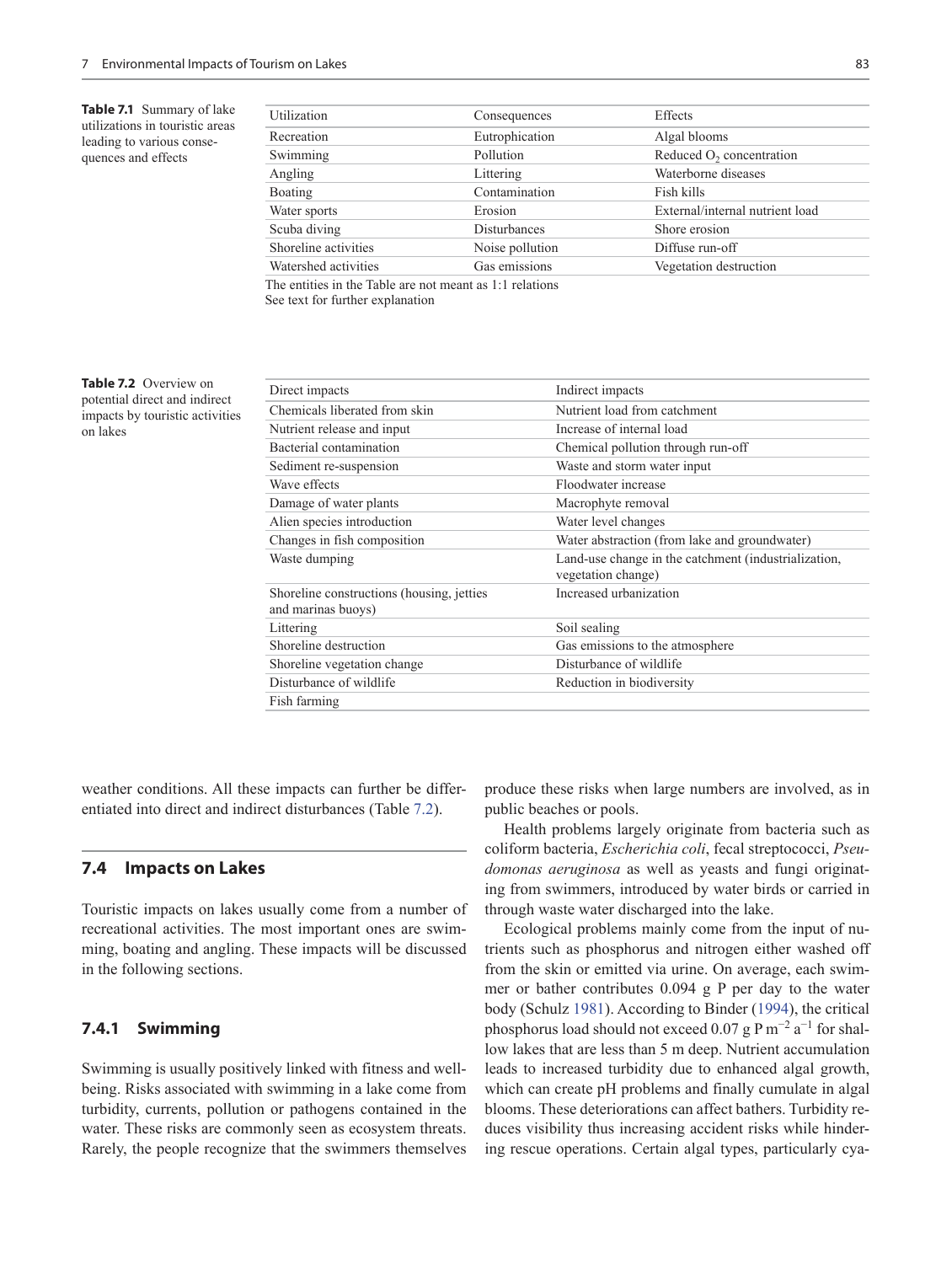**Table 7.1** Summary of lake utilizations in touristic areas leading to various consequences and effects

| Utilization | Consequences | Effects |
|---|---|---|
| Recreation | Eutrophication | Algal blooms |
| Swimming | Pollution | Reduced $O_2$ concentration |
| Angling | Littering | Waterborne diseases |
| Boating | Contamination | Fish kills |
| Water sports | Erosion | External/internal nutrient load |
| Scuba diving | Disturbances | Shore erosion |
| Shoreline activities | Noise pollution | Diffuse run-off |
| Watershed activities | Gas emissions | Vegetation destruction |

The entities in the Table are not meant as 1:1 relations
See text for further explanation

**Table 7.2** Overview on potential direct and indirect impacts by touristic activities on lakes

| Direct impacts | Indirect impacts |
|---|---|
| Chemicals liberated from skin | Nutrient load from catchment |
| Nutrient release and input | Increase of internal load |
| Bacterial contamination | Chemical pollution through run-off |
| Sediment re-suspension | Waste and storm water input |
| Wave effects | Floodwater increase |
| Damage of water plants | Macrophyte removal |
| Alien species introduction | Water level changes |
| Changes in fish composition | Water abstraction (from lake and groundwater) |
| Waste dumping | Land-use change in the catchment (industrialization, vegetation change) |
| Shoreline constructions (housing, jetties and marinas buoys) | Increased urbanization |
| Littering | Soil sealing |
| Shoreline destruction | Gas emissions to the atmosphere |
| Shoreline vegetation change | Disturbance of wildlife |
| Disturbance of wildlife | Reduction in biodiversity |
| Fish farming | |

weather conditions. All these impacts can further be differentiated into direct and indirect disturbances (Table 7.2).

## 7.4 Impacts on Lakes

Touristic impacts on lakes usually come from a number of recreational activities. The most important ones are swimming, boating and angling. These impacts will be discussed in the following sections.

### 7.4.1 Swimming

Swimming is usually positively linked with fitness and well-being. Risks associated with swimming in a lake come from turbidity, currents, pollution or pathogens contained in the water. These risks are commonly seen as ecosystem threats. Rarely, the people recognize that the swimmers themselves produce these risks when large numbers are involved, as in public beaches or pools.

Health problems largely originate from bacteria such as coliform bacteria, *Escherichia coli*, fecal streptococci, *Pseudomonas aeruginosa* as well as yeasts and fungi originating from swimmers, introduced by water birds or carried in through waste water discharged into the lake.

Ecological problems mainly come from the input of nutrients such as phosphorus and nitrogen either washed off from the skin or emitted via urine. On average, each swimmer or bather contributes 0.094 g P per day to the water body (Schulz 1981). According to Binder (1994), the critical phosphorus load should not exceed 0.07 g P $m^{-2}$ $a^{-1}$ for shallow lakes that are less than 5 m deep. Nutrient accumulation leads to increased turbidity due to enhanced algal growth, which can create pH problems and finally cumulate in algal blooms. These deteriorations can affect bathers. Turbidity reduces visibility thus increasing accident risks while hindering rescue operations. Certain algal types, particularly cya-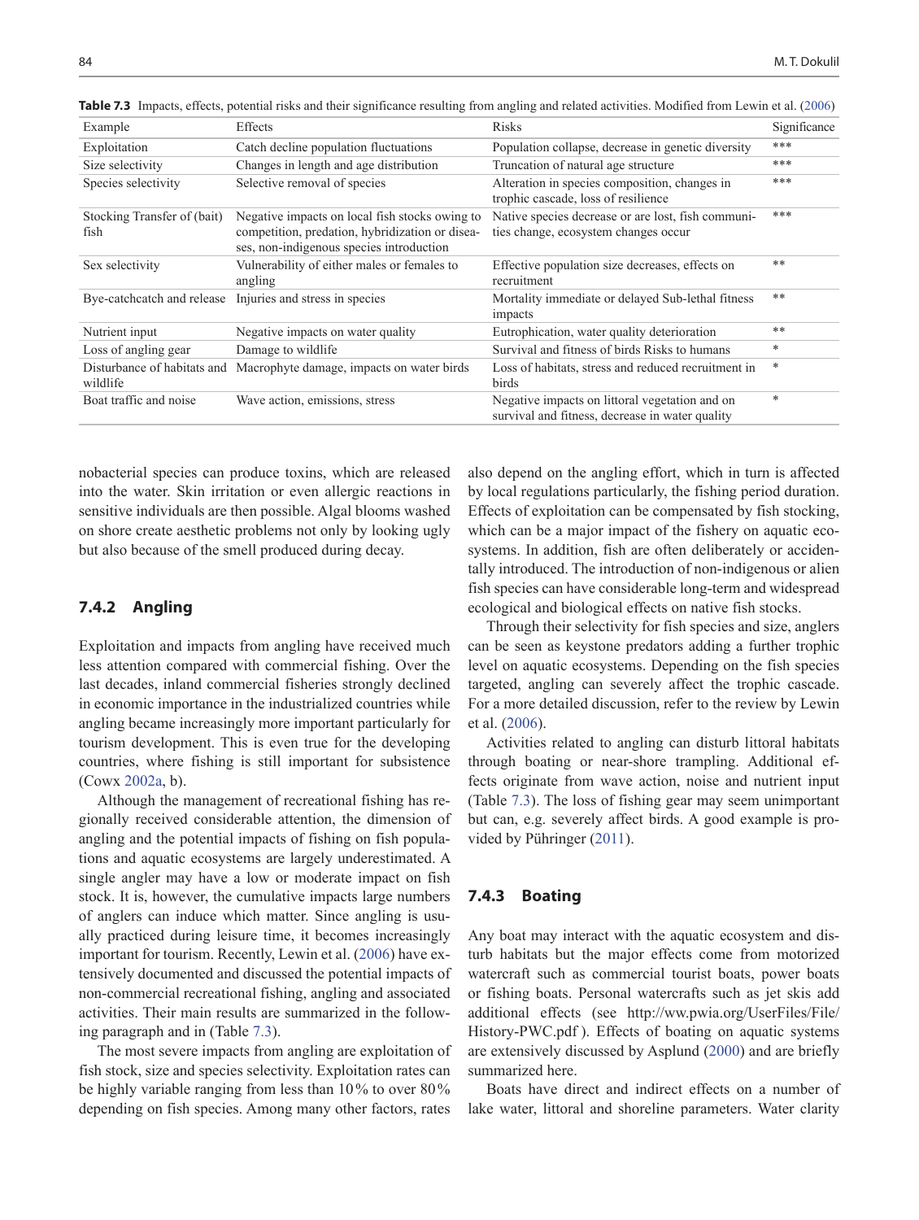**Table 7.3** Impacts, effects, potential risks and their significance resulting from angling and related activities. Modified from Lewin et al. (2006)

| Example | Effects | Risks | Significance |
|---|---|---|---|
| Exploitation | Catch decline population fluctuations | Population collapse, decrease in genetic diversity | *** |
| Size selectivity | Changes in length and age distribution | Truncation of natural age structure | *** |
| Species selectivity | Selective removal of species | Alteration in species composition, changes in trophic cascade, loss of resilience | *** |
| Stocking Transfer of (bait) fish | Negative impacts on local fish stocks owing to competition, predation, hybridization or diseases, non-indigenous species introduction | Native species decrease or are lost, fish communities change, ecosystem changes occur | *** |
| Sex selectivity | Vulnerability of either males or females to angling | Effective population size decreases, effects on recruitment | ** |
| Bye-catchcatch and release | Injuries and stress in species | Mortality immediate or delayed Sub-lethal fitness impacts | ** |
| Nutrient input | Negative impacts on water quality | Eutrophication, water quality deterioration | ** |
| Loss of angling gear | Damage to wildlife | Survival and fitness of birds Risks to humans | * |
| Disturbance of habitats and wildlife | Macrophyte damage, impacts on water birds | Loss of habitats, stress and reduced recruitment in birds | * |
| Boat traffic and noise | Wave action, emissions, stress | Negative impacts on littoral vegetation and on survival and fitness, decrease in water quality | * |

nobacterial species can produce toxins, which are released into the water. Skin irritation or even allergic reactions in sensitive individuals are then possible. Algal blooms washed on shore create aesthetic problems not only by looking ugly but also because of the smell produced during decay.

### 7.4.2 Angling

Exploitation and impacts from angling have received much less attention compared with commercial fishing. Over the last decades, inland commercial fisheries strongly declined in economic importance in the industrialized countries while angling became increasingly more important particularly for tourism development. This is even true for the developing countries, where fishing is still important for subsistence (Cowx 2002a, b).

Although the management of recreational fishing has regionally received considerable attention, the dimension of angling and the potential impacts of fishing on fish populations and aquatic ecosystems are largely underestimated. A single angler may have a low or moderate impact on fish stock. It is, however, the cumulative impacts large numbers of anglers can induce which matter. Since angling is usually practiced during leisure time, it becomes increasingly important for tourism. Recently, Lewin et al. (2006) have extensively documented and discussed the potential impacts of non-commercial recreational fishing, angling and associated activities. Their main results are summarized in the following paragraph and in (Table 7.3).

The most severe impacts from angling are exploitation of fish stock, size and species selectivity. Exploitation rates can be highly variable ranging from less than 10% to over 80% depending on fish species. Among many other factors, rates also depend on the angling effort, which in turn is affected by local regulations particularly, the fishing period duration. Effects of exploitation can be compensated by fish stocking, which can be a major impact of the fishery on aquatic ecosystems. In addition, fish are often deliberately or accidentally introduced. The introduction of non-indigenous or alien fish species can have considerable long-term and widespread ecological and biological effects on native fish stocks.

Through their selectivity for fish species and size, anglers can be seen as keystone predators adding a further trophic level on aquatic ecosystems. Depending on the fish species targeted, angling can severely affect the trophic cascade. For a more detailed discussion, refer to the review by Lewin et al. (2006).

Activities related to angling can disturb littoral habitats through boating or near-shore trampling. Additional effects originate from wave action, noise and nutrient input (Table 7.3). The loss of fishing gear may seem unimportant but can, e.g. severely affect birds. A good example is provided by Pühringer (2011).

### 7.4.3 Boating

Any boat may interact with the aquatic ecosystem and disturb habitats but the major effects come from motorized watercraft such as commercial tourist boats, power boats or fishing boats. Personal watercrafts such as jet skis add additional effects (see http://ww.pwia.org/UserFiles/File/History-PWC.pdf ). Effects of boating on aquatic systems are extensively discussed by Asplund (2000) and are briefly summarized here.

Boats have direct and indirect effects on a number of lake water, littoral and shoreline parameters. Water clarity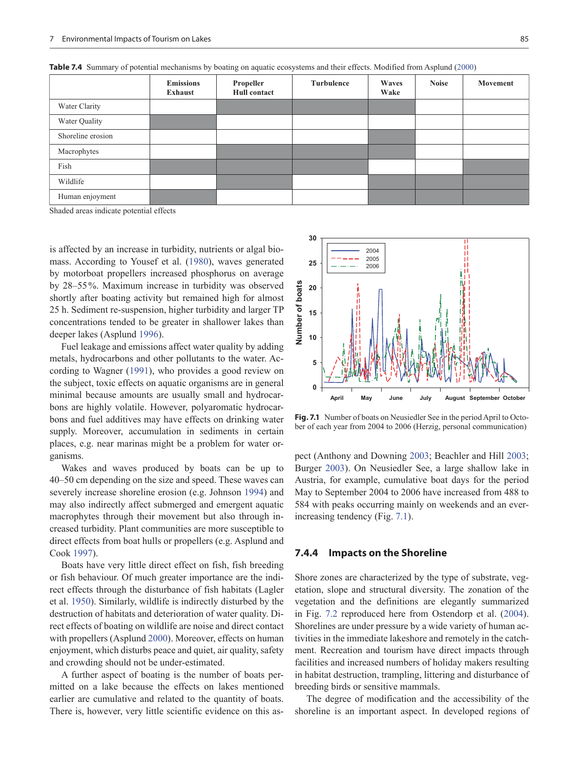**Table 7.4** Summary of potential mechanisms by boating on aquatic ecosystems and their effects. Modified from Asplund (2000)

| | Emissions Exhaust | Propeller Hull contact | Turbulence | Waves Wake | Noise | Movement |
|---|---|---|---|---|---|---|
| Water Clarity | | ■ | ■ | ■ | | |
| Water Quality | ■ | | | | | |
| Shoreline erosion | | | | ■ | | |
| Macrophytes | | ■ | ■ | ■ | | |
| Fish | ■ | ■ | ■ | | | ■ |
| Wildlife | | ■ | | ■ | ■ | ■ |
| Human enjoyment | ■ | | | ■ | ■ | ■ |

Shaded areas indicate potential effects

is affected by an increase in turbidity, nutrients or algal biomass. According to Yousef et al. (1980), waves generated by motorboat propellers increased phosphorus on average by 28–55%. Maximum increase in turbidity was observed shortly after boating activity but remained high for almost 25 h. Sediment re-suspension, higher turbidity and larger TP concentrations tended to be greater in shallower lakes than deeper lakes (Asplund 1996).

Fuel leakage and emissions affect water quality by adding metals, hydrocarbons and other pollutants to the water. According to Wagner (1991), who provides a good review on the subject, toxic effects on aquatic organisms are in general minimal because amounts are usually small and hydrocarbons are highly volatile. However, polyaromatic hydrocarbons and fuel additives may have effects on drinking water supply. Moreover, accumulation in sediments in certain places, e.g. near marinas might be a problem for water organisms.

Wakes and waves produced by boats can be up to 40–50 cm depending on the size and speed. These waves can severely increase shoreline erosion (e.g. Johnson 1994) and may also indirectly affect submerged and emergent aquatic macrophytes through their movement but also through increased turbidity. Plant communities are more susceptible to direct effects from boat hulls or propellers (e.g. Asplund and Cook 1997).

Boats have very little direct effect on fish, fish breeding or fish behaviour. Of much greater importance are the indirect effects through the disturbance of fish habitats (Lagler et al. 1950). Similarly, wildlife is indirectly disturbed by the destruction of habitats and deterioration of water quality. Direct effects of boating on wildlife are noise and direct contact with propellers (Asplund 2000). Moreover, effects on human enjoyment, which disturbs peace and quiet, air quality, safety and crowding should not be under-estimated.

A further aspect of boating is the number of boats permitted on a lake because the effects on lakes mentioned earlier are cumulative and related to the quantity of boats. There is, however, very little scientific evidence on this aspect (Anthony and Downing 2003; Beachler and Hill 2003; Burger 2003). On Neusiedler See, a large shallow lake in Austria, for example, cumulative boat days for the period May to September 2004 to 2006 have increased from 488 to 584 with peaks occurring mainly on weekends and an ever-increasing tendency (Fig. 7.1).

**Fig. 7.1** Number of boats on Neusiedler See in the period April to October of each year from 2004 to 2006 (Herzig, personal communication)

### 7.4.4 Impacts on the Shoreline

Shore zones are characterized by the type of substrate, vegetation, slope and structural diversity. The zonation of the vegetation and the definitions are elegantly summarized in Fig. 7.2 reproduced here from Ostendorp et al. (2004). Shorelines are under pressure by a wide variety of human activities in the immediate lakeshore and remotely in the catchment. Recreation and tourism have direct impacts through facilities and increased numbers of holiday makers resulting in habitat destruction, trampling, littering and disturbance of breeding birds or sensitive mammals.

The degree of modification and the accessibility of the shoreline is an important aspect. In developed regions of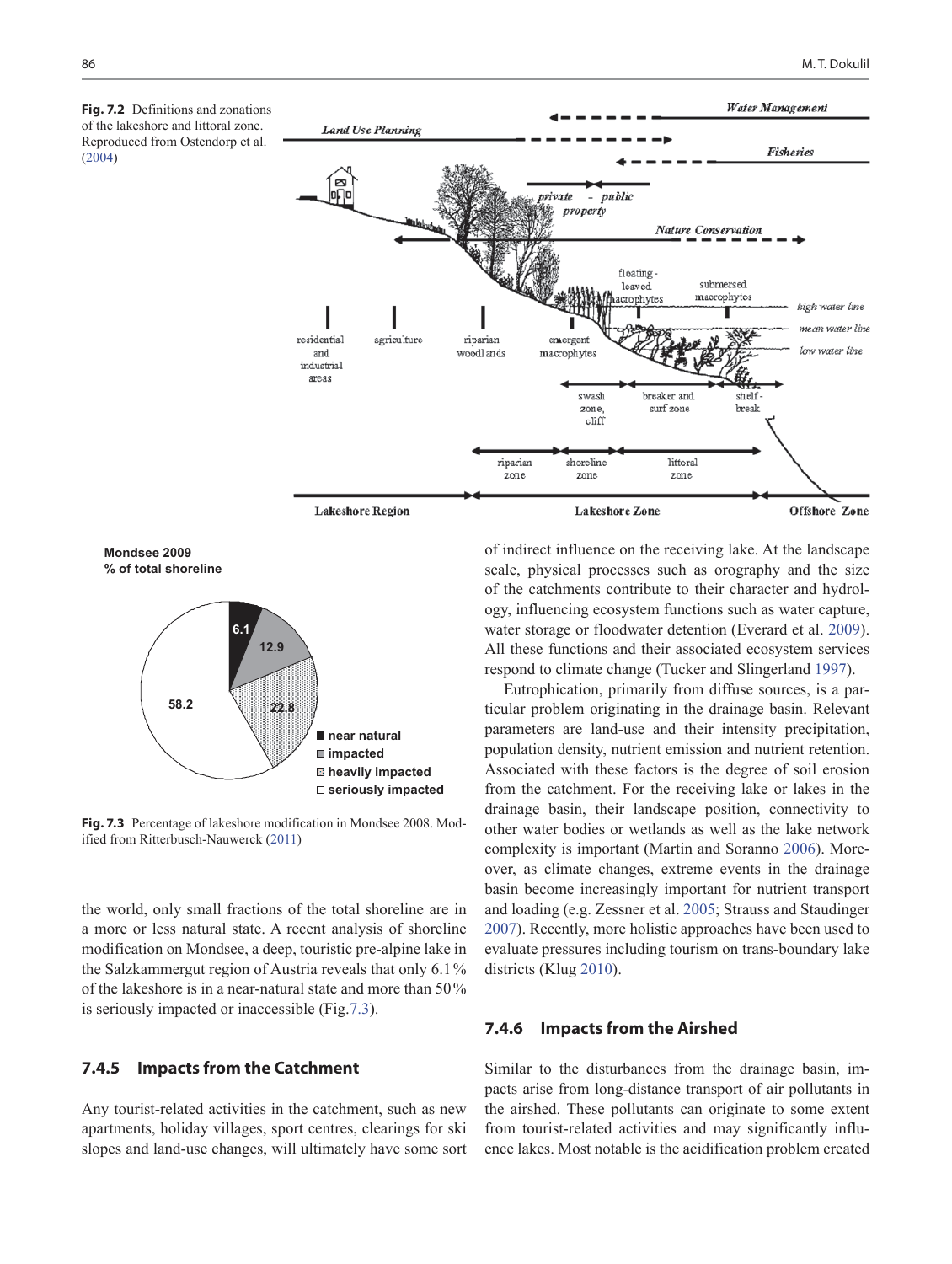**Fig. 7.2** Definitions and zonations of the lakeshore and littoral zone. Reproduced from Ostendorp et al. (2004)

**Fig. 7.3** Percentage of lakeshore modification in Mondsee 2008. Modified from Ritterbusch-Nauwerck (2011)

the world, only small fractions of the total shoreline are in a more or less natural state. A recent analysis of shoreline modification on Mondsee, a deep, touristic pre-alpine lake in the Salzkammergut region of Austria reveals that only 6.1 % of the lakeshore is in a near-natural state and more than 50 % is seriously impacted or inaccessible (Fig. 7.3).

### 7.4.5 Impacts from the Catchment

Any tourist-related activities in the catchment, such as new apartments, holiday villages, sport centres, clearings for ski slopes and land-use changes, will ultimately have some sort of indirect influence on the receiving lake. At the landscape scale, physical processes such as orography and the size of the catchments contribute to their character and hydrology, influencing ecosystem functions such as water capture, water storage or floodwater detention (Everard et al. 2009). All these functions and their associated ecosystem services respond to climate change (Tucker and Slingerland 1997).

Eutrophication, primarily from diffuse sources, is a particular problem originating in the drainage basin. Relevant parameters are land-use and their intensity precipitation, population density, nutrient emission and nutrient retention. Associated with these factors is the degree of soil erosion from the catchment. For the receiving lake or lakes in the drainage basin, their landscape position, connectivity to other water bodies or wetlands as well as the lake network complexity is important (Martin and Soranno 2006). Moreover, as climate changes, extreme events in the drainage basin become increasingly important for nutrient transport and loading (e.g. Zessner et al. 2005; Strauss and Staudinger 2007). Recently, more holistic approaches have been used to evaluate pressures including tourism on trans-boundary lake districts (Klug 2010).

### 7.4.6 Impacts from the Airshed

Similar to the disturbances from the drainage basin, impacts arise from long-distance transport of air pollutants in the airshed. These pollutants can originate to some extent from tourist-related activities and may significantly influence lakes. Most notable is the acidification problem created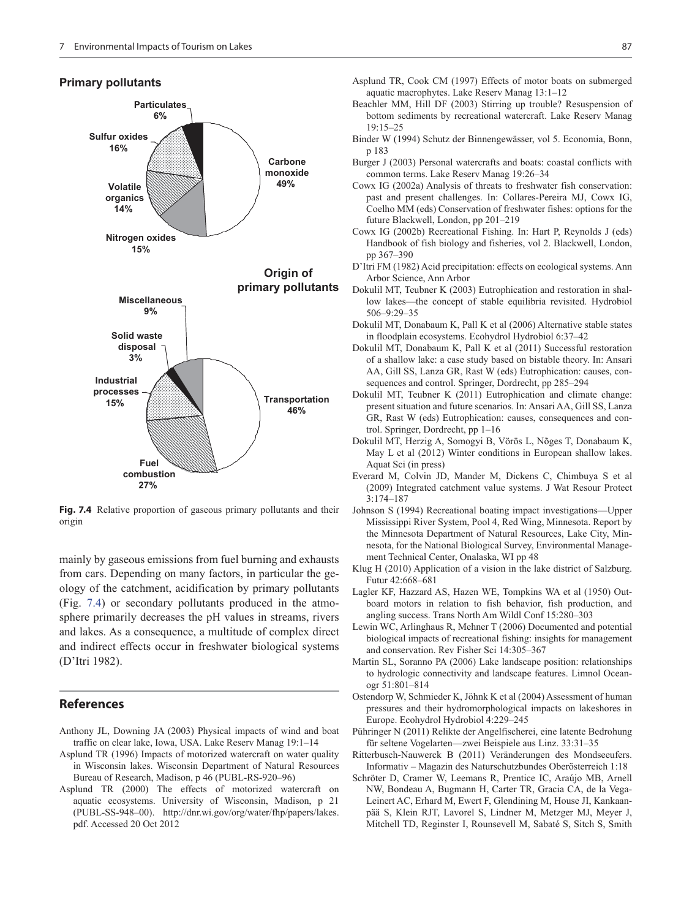**Primary pollutants**

Particulates 6%

Sulfur oxides 16%

Volatile organics 14%

Nitrogen oxides 15%

Carbone monoxide 49%

**Origin of primary pollutants**

Miscellaneous 9%

Solid waste disposal 3%

Industrial processes 15%

Fuel combustion 27%

Transportation 46%

**Fig. 7.4** Relative proportion of gaseous primary pollutants and their origin

mainly by gaseous emissions from fuel burning and exhausts from cars. Depending on many factors, in particular the geology of the catchment, acidification by primary pollutants (Fig. 7.4) or secondary pollutants produced in the atmosphere primarily decreases the pH values in streams, rivers and lakes. As a consequence, a multitude of complex direct and indirect effects occur in freshwater biological systems (D'Itri 1982).

## References

Anthony JL, Downing JA (2003) Physical impacts of wind and boat traffic on clear lake, Iowa, USA. Lake Reserv Manag 19:1–14

Asplund TR (1996) Impacts of motorized watercraft on water quality in Wisconsin lakes. Wisconsin Department of Natural Resources Bureau of Research, Madison, p 46 (PUBL-RS-920–96)

Asplund TR (2000) The effects of motorized watercraft on aquatic ecosystems. University of Wisconsin, Madison, p 21 (PUBL-SS-948–00). http://dnr.wi.gov/org/water/fhp/papers/lakes.pdf. Accessed 20 Oct 2012

Asplund TR, Cook CM (1997) Effects of motor boats on submerged aquatic macrophytes. Lake Reserv Manag 13:1–12

Beachler MM, Hill DF (2003) Stirring up trouble? Resuspension of bottom sediments by recreational watercraft. Lake Reserv Manag 19:15–25

Binder W (1994) Schutz der Binnengewässer, vol 5. Economia, Bonn, p 183

Burger J (2003) Personal watercrafts and boats: coastal conflicts with common terms. Lake Reserv Manag 19:26–34

Cowx IG (2002a) Analysis of threats to freshwater fish conservation: past and present challenges. In: Collares-Pereira MJ, Cowx IG, Coelho MM (eds) Conservation of freshwater fishes: options for the future Blackwell, London, pp 201–219

Cowx IG (2002b) Recreational Fishing. In: Hart P, Reynolds J (eds) Handbook of fish biology and fisheries, vol 2. Blackwell, London, pp 367–390

D'Itri FM (1982) Acid precipitation: effects on ecological systems. Ann Arbor Science, Ann Arbor

Dokulil MT, Teubner K (2003) Eutrophication and restoration in shallow lakes—the concept of stable equilibria revisited. Hydrobiol 506–9:29–35

Dokulil MT, Donabaum K, Pall K et al (2006) Alternative stable states in floodplain ecosystems. Ecohydrol Hydrobiol 6:37–42

Dokulil MT, Donabaum K, Pall K et al (2011) Successful restoration of a shallow lake: a case study based on bistable theory. In: Ansari AA, Gill SS, Lanza GR, Rast W (eds) Eutrophication: causes, consequences and control. Springer, Dordrecht, pp 285–294

Dokulil MT, Teubner K (2011) Eutrophication and climate change: present situation and future scenarios. In: Ansari AA, Gill SS, Lanza GR, Rast W (eds) Eutrophication: causes, consequences and control. Springer, Dordrecht, pp 1–16

Dokulil MT, Herzig A, Somogyi B, Vörös L, Nõges T, Donabaum K, May L et al (2012) Winter conditions in European shallow lakes. Aquat Sci (in press)

Everard M, Colvin JD, Mander M, Dickens C, Chimbuya S et al (2009) Integrated catchment value systems. J Wat Resour Protect 3:174–187

Johnson S (1994) Recreational boating impact investigations—Upper Mississippi River System, Pool 4, Red Wing, Minnesota. Report by the Minnesota Department of Natural Resources, Lake City, Minnesota, for the National Biological Survey, Environmental Management Technical Center, Onalaska, WI pp 48

Klug H (2010) Application of a vision in the lake district of Salzburg. Futur 42:668–681

Lagler KF, Hazzard AS, Hazen WE, Tompkins WA et al (1950) Outboard motors in relation to fish behavior, fish production, and angling success. Trans North Am Wildl Conf 15:280–303

Lewin WC, Arlinghaus R, Mehner T (2006) Documented and potential biological impacts of recreational fishing: insights for management and conservation. Rev Fisher Sci 14:305–367

Martin SL, Soranno PA (2006) Lake landscape position: relationships to hydrologic connectivity and landscape features. Limnol Oceanogr 51:801–814

Ostendorp W, Schmieder K, Jöhnk K et al (2004) Assessment of human pressures and their hydromorphological impacts on lakeshores in Europe. Ecohydrol Hydrobiol 4:229–245

Pühringer N (2011) Relikte der Angelfischerei, eine latente Bedrohung für seltene Vogelarten—zwei Beispiele aus Linz. 33:31–35

Ritterbusch-Nauwerck B (2011) Veränderungen des Mondseeufers. Informativ – Magazin des Naturschutzbundes Oberösterreich 1:18

Schröter D, Cramer W, Leemans R, Prentice IC, Araújo MB, Arnell NW, Bondeau A, Bugmann H, Carter TR, Gracia CA, de la Vega-Leinert AC, Erhard M, Ewert F, Glendining M, House JI, Kankaanpää S, Klein RJT, Lavorel S, Lindner M, Metzger MJ, Meyer J, Mitchell TD, Reginster I, Rounsevell M, Sabaté S, Sitch S, Smith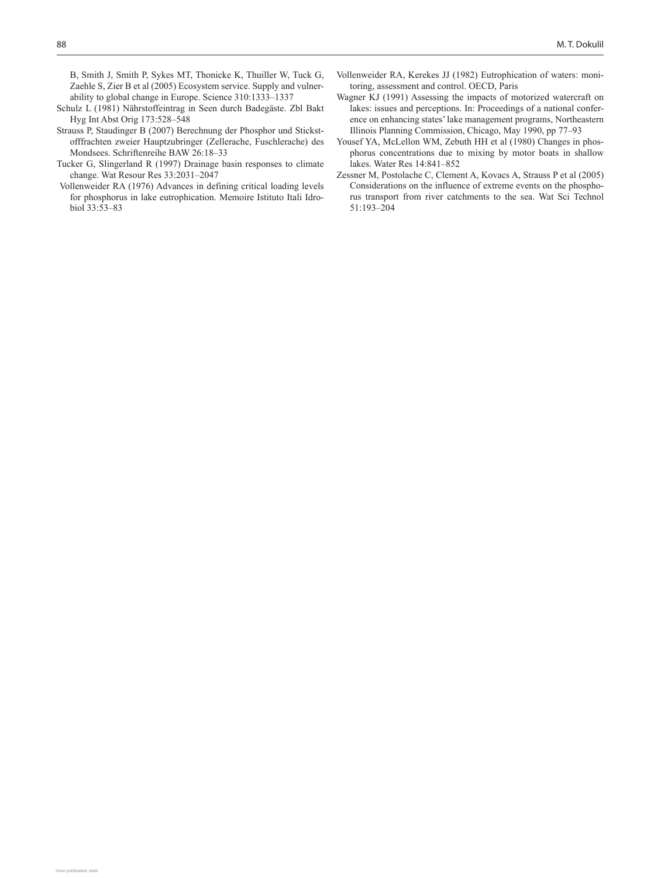B, Smith J, Smith P, Sykes MT, Thonicke K, Thuiller W, Tuck G, Zaehle S, Zier B et al (2005) Ecosystem service. Supply and vulnerability to global change in Europe. Science 310:1333–1337

Schulz L (1981) Nährstoffeintrag in Seen durch Badegäste. Zbl Bakt Hyg Int Abst Orig 173:528–548

Strauss P, Staudinger B (2007) Berechnung der Phosphor und Stickstofffrachten zweier Hauptzubringer (Zellerache, Fuschlerache) des Mondsees. Schriftenreihe BAW 26:18–33

Tucker G, Slingerland R (1997) Drainage basin responses to climate change. Wat Resour Res 33:2031–2047

Vollenweider RA (1976) Advances in defining critical loading levels for phosphorus in lake eutrophication. Memoire Istituto Itali Idrobiol 33:53–83

Vollenweider RA, Kerekes JJ (1982) Eutrophication of waters: monitoring, assessment and control. OECD, Paris

Wagner KJ (1991) Assessing the impacts of motorized watercraft on lakes: issues and perceptions. In: Proceedings of a national conference on enhancing states' lake management programs, Northeastern Illinois Planning Commission, Chicago, May 1990, pp 77–93

Yousef YA, McLellon WM, Zebuth HH et al (1980) Changes in phosphorus concentrations due to mixing by motor boats in shallow lakes. Water Res 14:841–852

Zessner M, Postolache C, Clement A, Kovacs A, Strauss P et al (2005) Considerations on the influence of extreme events on the phosphorus transport from river catchments to the sea. Wat Sci Technol 51:193–204